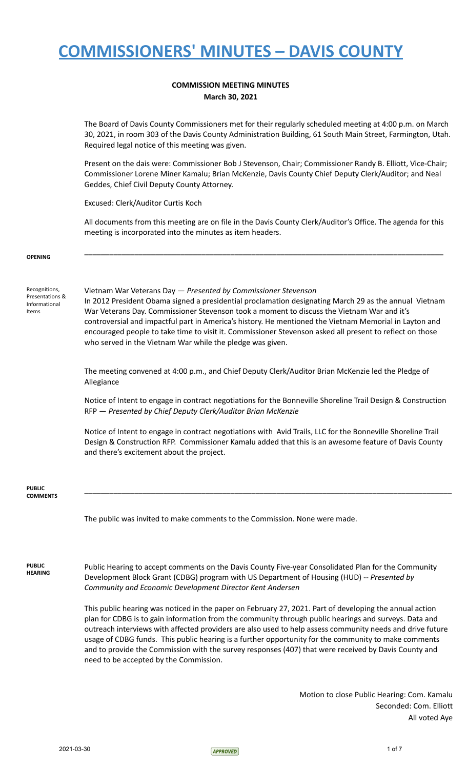# COMMISSIONERS' MINUTES – DAVIS COUNTY

**COMMISSION MEETING MINUTES**
**March 30, 2021**

The Board of Davis County Commissioners met for their regularly scheduled meeting at 4:00 p.m. on March 30, 2021, in room 303 of the Davis County Administration Building, 61 South Main Street, Farmington, Utah. Required legal notice of this meeting was given.

Present on the dais were: Commissioner Bob J Stevenson, Chair; Commissioner Randy B. Elliott, Vice-Chair; Commissioner Lorene Miner Kamalu; Brian McKenzie, Davis County Chief Deputy Clerk/Auditor; and Neal Geddes, Chief Civil Deputy County Attorney.

Excused: Clerk/Auditor Curtis Koch

All documents from this meeting are on file in the Davis County Clerk/Auditor's Office. The agenda for this meeting is incorporated into the minutes as item headers.

---

**OPENING**

**Recognitions, Presentations & Informational Items**

Vietnam War Veterans Day — *Presented by Commissioner Stevenson*

In 2012 President Obama signed a presidential proclamation designating March 29 as the annual Vietnam War Veterans Day. Commissioner Stevenson took a moment to discuss the Vietnam War and it's controversial and impactful part in America's history. He mentioned the Vietnam Memorial in Layton and encouraged people to take time to visit it. Commissioner Stevenson asked all present to reflect on those who served in the Vietnam War while the pledge was given.

The meeting convened at 4:00 p.m., and Chief Deputy Clerk/Auditor Brian McKenzie led the Pledge of Allegiance

Notice of Intent to engage in contract negotiations for the Bonneville Shoreline Trail Design & Construction RFP — *Presented by Chief Deputy Clerk/Auditor Brian McKenzie*

Notice of Intent to engage in contract negotiations with Avid Trails, LLC for the Bonneville Shoreline Trail Design & Construction RFP. Commissioner Kamalu added that this is an awesome feature of Davis County and there's excitement about the project.

---

**PUBLIC COMMENTS**

The public was invited to make comments to the Commission. None were made.

**PUBLIC HEARING**

Public Hearing to accept comments on the Davis County Five-year Consolidated Plan for the Community Development Block Grant (CDBG) program with US Department of Housing (HUD) -- *Presented by Community and Economic Development Director Kent Andersen*

This public hearing was noticed in the paper on February 27, 2021. Part of developing the annual action plan for CDBG is to gain information from the community through public hearings and surveys. Data and outreach interviews with affected providers are also used to help assess community needs and drive future usage of CDBG funds. This public hearing is a further opportunity for the community to make comments and to provide the Commission with the survey responses (407) that were received by Davis County and need to be accepted by the Commission.

Motion to close Public Hearing: Com. Kamalu
Seconded: Com. Elliott
All voted Aye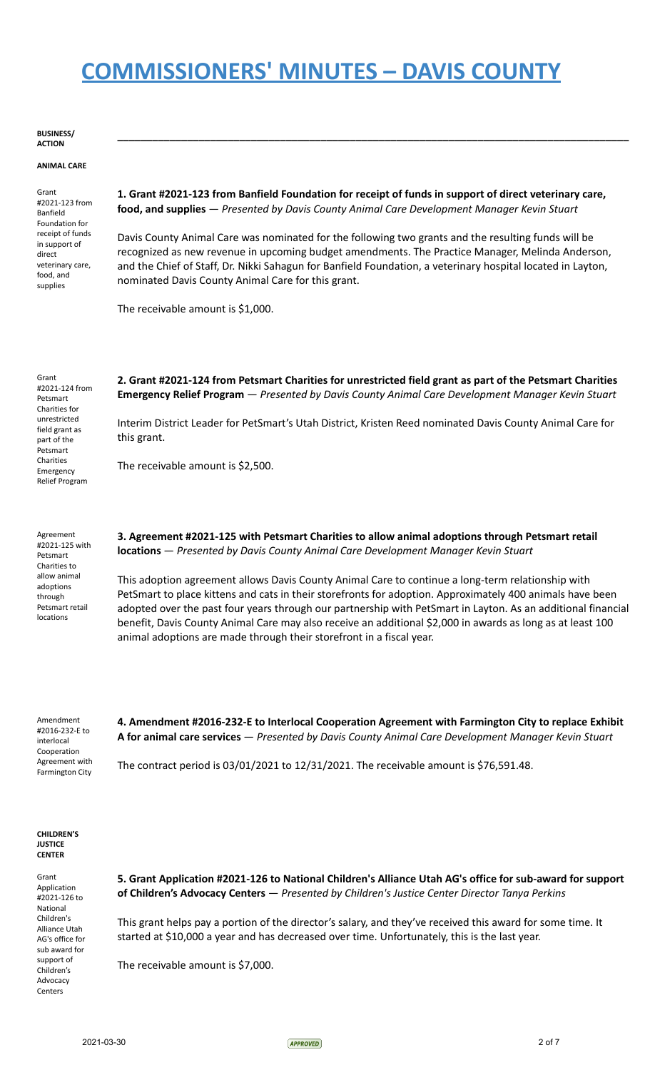# COMMISSIONERS' MINUTES – DAVIS COUNTY

**BUSINESS/ ACTION**

---

**ANIMAL CARE**

Grant #2021-123 from Banfield Foundation for receipt of funds in support of direct veterinary care, food, and supplies

**1. Grant #2021-123 from Banfield Foundation for receipt of funds in support of direct veterinary care, food, and supplies** — *Presented by Davis County Animal Care Development Manager Kevin Stuart*

Davis County Animal Care was nominated for the following two grants and the resulting funds will be recognized as new revenue in upcoming budget amendments. The Practice Manager, Melinda Anderson, and the Chief of Staff, Dr. Nikki Sahagun for Banfield Foundation, a veterinary hospital located in Layton, nominated Davis County Animal Care for this grant.

The receivable amount is $1,000.

Grant #2021-124 from Petsmart Charities for unrestricted field grant as part of the Petsmart Charities Emergency Relief Program

**2. Grant #2021-124 from Petsmart Charities for unrestricted field grant as part of the Petsmart Charities Emergency Relief Program** — *Presented by Davis County Animal Care Development Manager Kevin Stuart*

Interim District Leader for PetSmart's Utah District, Kristen Reed nominated Davis County Animal Care for this grant.

The receivable amount is $2,500.

Agreement #2021-125 with Petsmart Charities to allow animal adoptions through Petsmart retail locations

**3. Agreement #2021-125 with Petsmart Charities to allow animal adoptions through Petsmart retail locations** — *Presented by Davis County Animal Care Development Manager Kevin Stuart*

This adoption agreement allows Davis County Animal Care to continue a long-term relationship with PetSmart to place kittens and cats in their storefronts for adoption. Approximately 400 animals have been adopted over the past four years through our partnership with PetSmart in Layton. As an additional financial benefit, Davis County Animal Care may also receive an additional $2,000 in awards as long as at least 100 animal adoptions are made through their storefront in a fiscal year.

Amendment #2016-232-E to interlocal Cooperation Agreement with Farmington City

**4. Amendment #2016-232-E to Interlocal Cooperation Agreement with Farmington City to replace Exhibit A for animal care services** — *Presented by Davis County Animal Care Development Manager Kevin Stuart*

The contract period is 03/01/2021 to 12/31/2021. The receivable amount is $76,591.48.

**CHILDREN'S JUSTICE CENTER**

Grant Application #2021-126 to National Children's Alliance Utah AG's office for sub award for support of Children's Advocacy Centers

**5. Grant Application #2021-126 to National Children's Alliance Utah AG's office for sub-award for support of Children's Advocacy Centers** — *Presented by Children's Justice Center Director Tanya Perkins*

This grant helps pay a portion of the director's salary, and they've received this award for some time. It started at $10,000 a year and has decreased over time. Unfortunately, this is the last year.

The receivable amount is $7,000.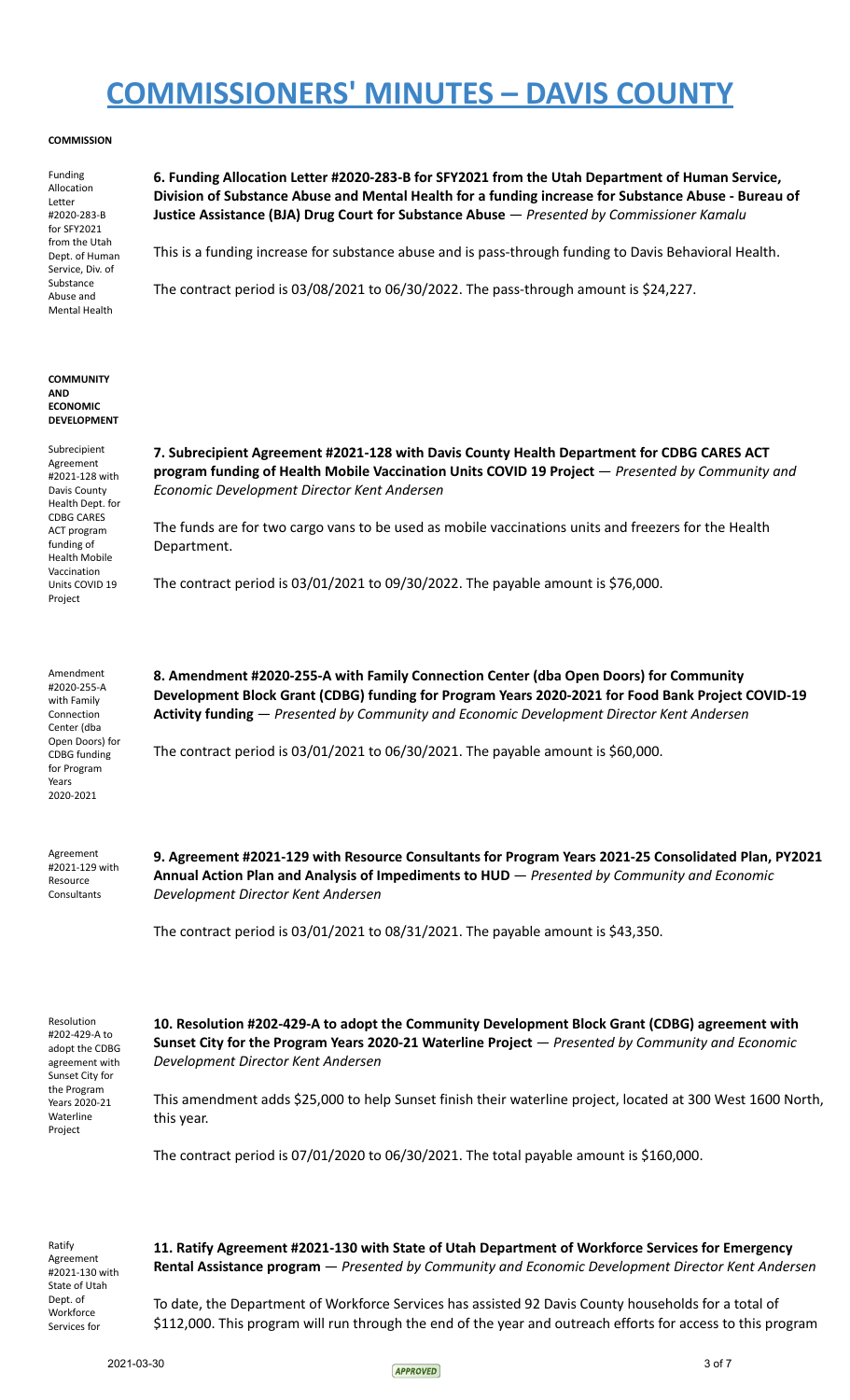# COMMISSIONERS' MINUTES – DAVIS COUNTY

**COMMISSION**

Funding Allocation Letter #2020-283-B for SFY2021 from the Utah Dept. of Human Service, Div. of Substance Abuse and Mental Health

**6. Funding Allocation Letter #2020-283-B for SFY2021 from the Utah Department of Human Service, Division of Substance Abuse and Mental Health for a funding increase for Substance Abuse - Bureau of Justice Assistance (BJA) Drug Court for Substance Abuse** — *Presented by Commissioner Kamalu*

This is a funding increase for substance abuse and is pass-through funding to Davis Behavioral Health.

The contract period is 03/08/2021 to 06/30/2022. The pass-through amount is $24,227.

**COMMUNITY AND ECONOMIC DEVELOPMENT**

Subrecipient Agreement #2021-128 with Davis County Health Dept. for CDBG CARES ACT program funding of Health Mobile Vaccination Units COVID 19 Project

**7. Subrecipient Agreement #2021-128 with Davis County Health Department for CDBG CARES ACT program funding of Health Mobile Vaccination Units COVID 19 Project** — *Presented by Community and Economic Development Director Kent Andersen*

The funds are for two cargo vans to be used as mobile vaccinations units and freezers for the Health Department.

The contract period is 03/01/2021 to 09/30/2022. The payable amount is $76,000.

Amendment #2020-255-A with Family Connection Center (dba Open Doors) for CDBG funding for Program Years 2020-2021

**8. Amendment #2020-255-A with Family Connection Center (dba Open Doors) for Community Development Block Grant (CDBG) funding for Program Years 2020-2021 for Food Bank Project COVID-19 Activity funding** — *Presented by Community and Economic Development Director Kent Andersen*

The contract period is 03/01/2021 to 06/30/2021. The payable amount is $60,000.

Agreement #2021-129 with Resource Consultants

**9. Agreement #2021-129 with Resource Consultants for Program Years 2021-25 Consolidated Plan, PY2021 Annual Action Plan and Analysis of Impediments to HUD** — *Presented by Community and Economic Development Director Kent Andersen*

The contract period is 03/01/2021 to 08/31/2021. The payable amount is $43,350.

Resolution #202-429-A to adopt the CDBG agreement with Sunset City for the Program Years 2020-21 Waterline Project

**10. Resolution #202-429-A to adopt the Community Development Block Grant (CDBG) agreement with Sunset City for the Program Years 2020-21 Waterline Project** — *Presented by Community and Economic Development Director Kent Andersen*

This amendment adds $25,000 to help Sunset finish their waterline project, located at 300 West 1600 North, this year.

The contract period is 07/01/2020 to 06/30/2021. The total payable amount is $160,000.

Ratify Agreement #2021-130 with State of Utah Dept. of Workforce Services for

**11. Ratify Agreement #2021-130 with State of Utah Department of Workforce Services for Emergency Rental Assistance program** — *Presented by Community and Economic Development Director Kent Andersen*

To date, the Department of Workforce Services has assisted 92 Davis County households for a total of $112,000. This program will run through the end of the year and outreach efforts for access to this program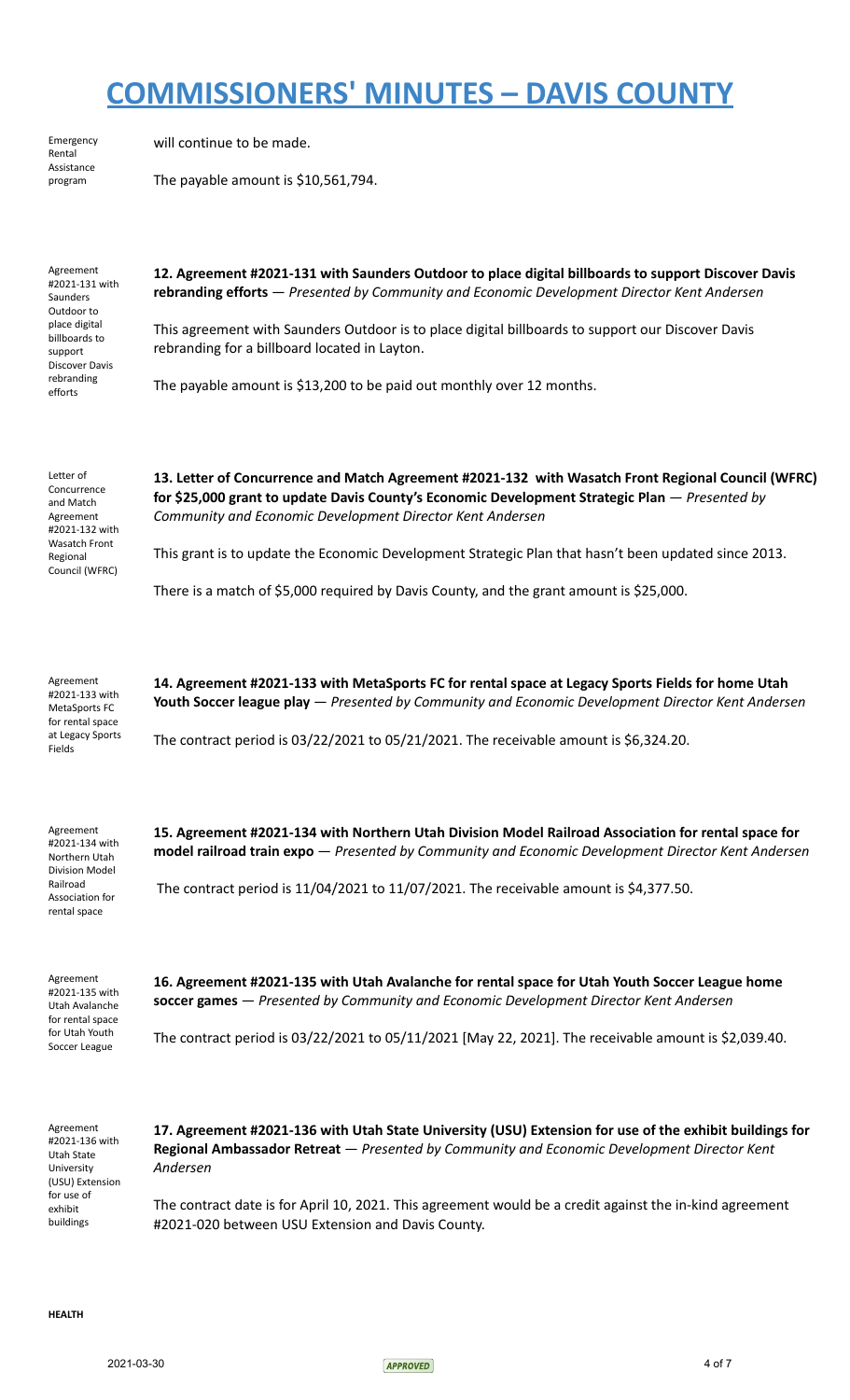# COMMISSIONERS' MINUTES – DAVIS COUNTY

Emergency Rental Assistance program

will continue to be made.

The payable amount is $10,561,794.

Agreement #2021-131 with Saunders Outdoor to place digital billboards to support Discover Davis rebranding efforts

**12. Agreement #2021-131 with Saunders Outdoor to place digital billboards to support Discover Davis rebranding efforts** — *Presented by Community and Economic Development Director Kent Andersen*

This agreement with Saunders Outdoor is to place digital billboards to support our Discover Davis rebranding for a billboard located in Layton.

The payable amount is $13,200 to be paid out monthly over 12 months.

Letter of Concurrence and Match Agreement #2021-132 with Wasatch Front Regional Council (WFRC)

**13. Letter of Concurrence and Match Agreement #2021-132 with Wasatch Front Regional Council (WFRC) for $25,000 grant to update Davis County's Economic Development Strategic Plan** — *Presented by Community and Economic Development Director Kent Andersen*

This grant is to update the Economic Development Strategic Plan that hasn't been updated since 2013.

There is a match of $5,000 required by Davis County, and the grant amount is $25,000.

Agreement #2021-133 with MetaSports FC for rental space at Legacy Sports Fields

**14. Agreement #2021-133 with MetaSports FC for rental space at Legacy Sports Fields for home Utah Youth Soccer league play** — *Presented by Community and Economic Development Director Kent Andersen*

The contract period is 03/22/2021 to 05/21/2021. The receivable amount is $6,324.20.

Agreement #2021-134 with Northern Utah Division Model Railroad Association for rental space

**15. Agreement #2021-134 with Northern Utah Division Model Railroad Association for rental space for model railroad train expo** — *Presented by Community and Economic Development Director Kent Andersen*

The contract period is 11/04/2021 to 11/07/2021. The receivable amount is $4,377.50.

Agreement #2021-135 with Utah Avalanche for rental space for Utah Youth Soccer League

**16. Agreement #2021-135 with Utah Avalanche for rental space for Utah Youth Soccer League home soccer games** — *Presented by Community and Economic Development Director Kent Andersen*

The contract period is 03/22/2021 to 05/11/2021 [May 22, 2021]. The receivable amount is $2,039.40.

Agreement #2021-136 with Utah State University (USU) Extension for use of exhibit buildings

**17. Agreement #2021-136 with Utah State University (USU) Extension for use of the exhibit buildings for Regional Ambassador Retreat** — *Presented by Community and Economic Development Director Kent Andersen*

The contract date is for April 10, 2021. This agreement would be a credit against the in-kind agreement #2021-020 between USU Extension and Davis County.

**HEALTH**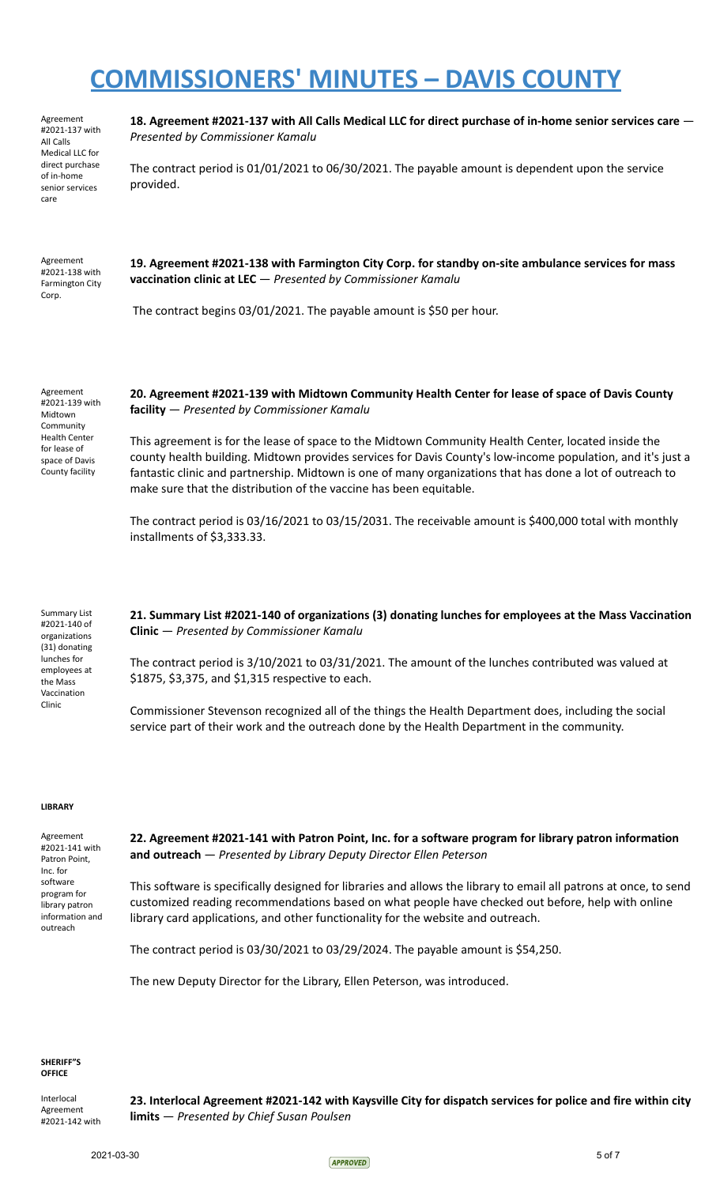# COMMISSIONERS' MINUTES – DAVIS COUNTY

Agreement #2021-137 with All Calls Medical LLC for direct purchase of in-home senior services care

**18. Agreement #2021-137 with All Calls Medical LLC for direct purchase of in-home senior services care** — *Presented by Commissioner Kamalu*

The contract period is 01/01/2021 to 06/30/2021. The payable amount is dependent upon the service provided.

Agreement #2021-138 with Farmington City Corp.

**19. Agreement #2021-138 with Farmington City Corp. for standby on-site ambulance services for mass vaccination clinic at LEC** — *Presented by Commissioner Kamalu*

The contract begins 03/01/2021. The payable amount is $50 per hour.

Agreement #2021-139 with Midtown Community Health Center for lease of space of Davis County facility

**20. Agreement #2021-139 with Midtown Community Health Center for lease of space of Davis County facility** — *Presented by Commissioner Kamalu*

This agreement is for the lease of space to the Midtown Community Health Center, located inside the county health building. Midtown provides services for Davis County's low-income population, and it's just a fantastic clinic and partnership. Midtown is one of many organizations that has done a lot of outreach to make sure that the distribution of the vaccine has been equitable.

The contract period is 03/16/2021 to 03/15/2031. The receivable amount is $400,000 total with monthly installments of $3,333.33.

Summary List #2021-140 of organizations (31) donating lunches for employees at the Mass Vaccination Clinic

**21. Summary List #2021-140 of organizations (3) donating lunches for employees at the Mass Vaccination Clinic** — *Presented by Commissioner Kamalu*

The contract period is 3/10/2021 to 03/31/2021. The amount of the lunches contributed was valued at $1875, $3,375, and $1,315 respective to each.

Commissioner Stevenson recognized all of the things the Health Department does, including the social service part of their work and the outreach done by the Health Department in the community.

**LIBRARY**

Agreement #2021-141 with Patron Point, Inc. for software program for library patron information and outreach

**22. Agreement #2021-141 with Patron Point, Inc. for a software program for library patron information and outreach** — *Presented by Library Deputy Director Ellen Peterson*

This software is specifically designed for libraries and allows the library to email all patrons at once, to send customized reading recommendations based on what people have checked out before, help with online library card applications, and other functionality for the website and outreach.

The contract period is 03/30/2021 to 03/29/2024. The payable amount is $54,250.

The new Deputy Director for the Library, Ellen Peterson, was introduced.

**SHERIFF"S OFFICE**

Interlocal Agreement #2021-142 with

**23. Interlocal Agreement #2021-142 with Kaysville City for dispatch services for police and fire within city limits** — *Presented by Chief Susan Poulsen*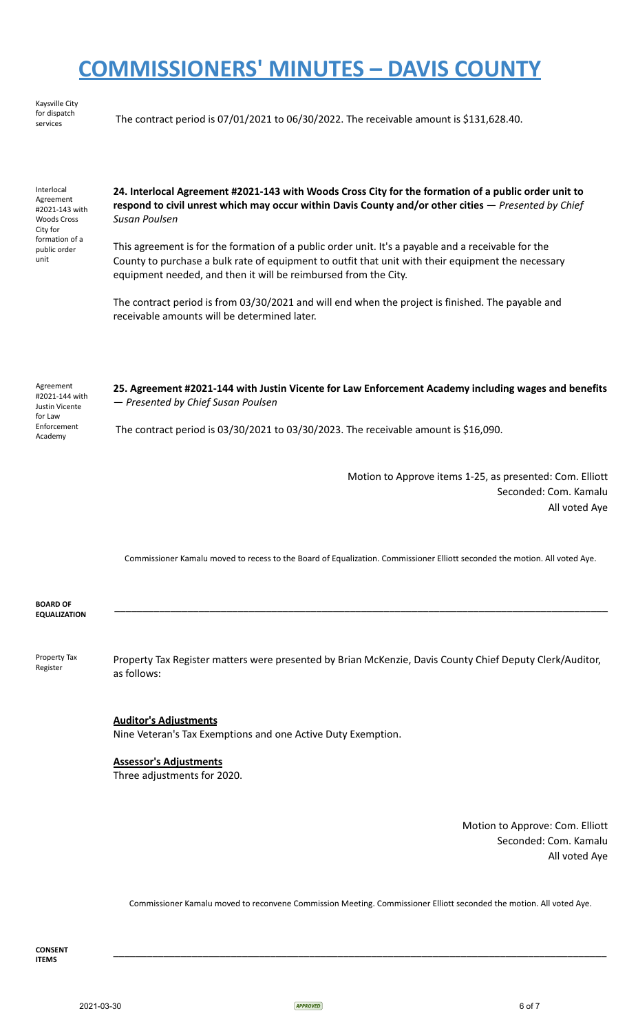# COMMISSIONERS' MINUTES – DAVIS COUNTY

Kaysville City for dispatch services

The contract period is 07/01/2021 to 06/30/2022. The receivable amount is $131,628.40.

Interlocal Agreement #2021-143 with Woods Cross City for formation of a public order unit

**24. Interlocal Agreement #2021-143 with Woods Cross City for the formation of a public order unit to respond to civil unrest which may occur within Davis County and/or other cities** — *Presented by Chief Susan Poulsen*

This agreement is for the formation of a public order unit. It's a payable and a receivable for the County to purchase a bulk rate of equipment to outfit that unit with their equipment the necessary equipment needed, and then it will be reimbursed from the City.

The contract period is from 03/30/2021 and will end when the project is finished. The payable and receivable amounts will be determined later.

Agreement #2021-144 with Justin Vicente for Law Enforcement Academy

**25. Agreement #2021-144 with Justin Vicente for Law Enforcement Academy including wages and benefits** — *Presented by Chief Susan Poulsen*

The contract period is 03/30/2021 to 03/30/2023. The receivable amount is $16,090.

Motion to Approve items 1-25, as presented: Com. Elliott
Seconded: Com. Kamalu
All voted Aye

Commissioner Kamalu moved to recess to the Board of Equalization. Commissioner Elliott seconded the motion. All voted Aye.

**BOARD OF EQUALIZATION**

---

Property Tax Register

Property Tax Register matters were presented by Brian McKenzie, Davis County Chief Deputy Clerk/Auditor, as follows:

**Auditor's Adjustments**
Nine Veteran's Tax Exemptions and one Active Duty Exemption.

**Assessor's Adjustments**
Three adjustments for 2020.

Motion to Approve: Com. Elliott
Seconded: Com. Kamalu
All voted Aye

Commissioner Kamalu moved to reconvene Commission Meeting. Commissioner Elliott seconded the motion. All voted Aye.

**CONSENT ITEMS**

---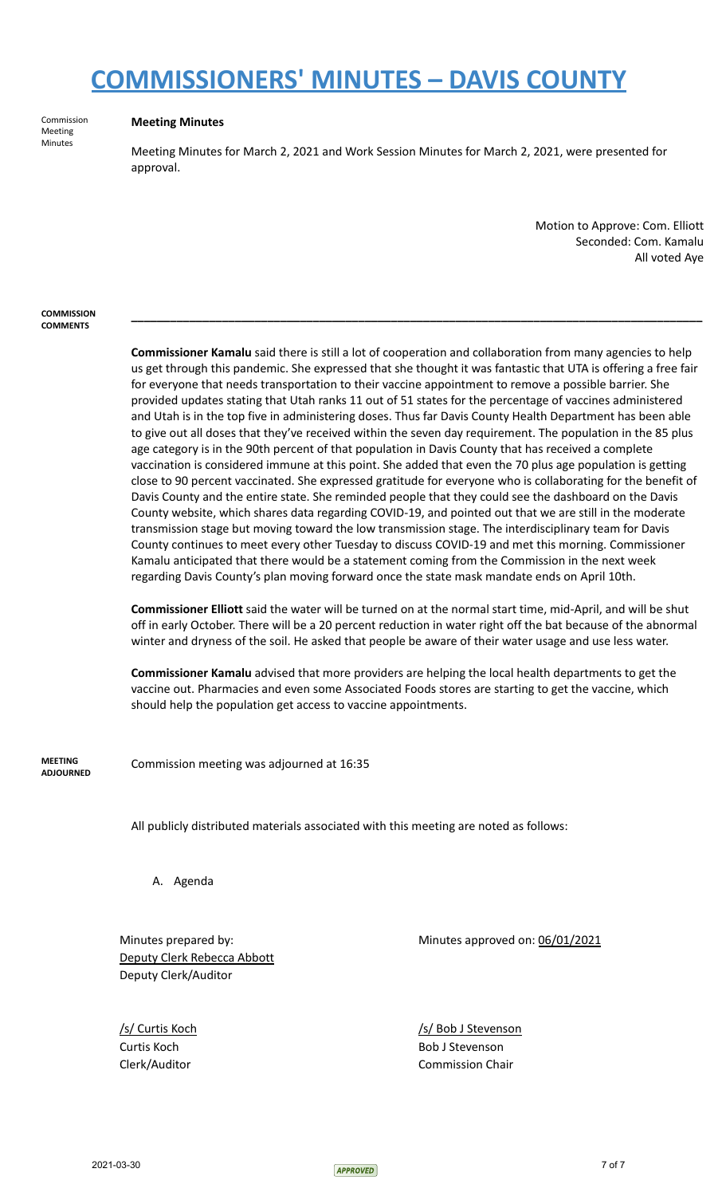# COMMISSIONERS' MINUTES – DAVIS COUNTY

Commission Meeting Minutes

**Meeting Minutes**

Meeting Minutes for March 2, 2021 and Work Session Minutes for March 2, 2021, were presented for approval.

Motion to Approve: Com. Elliott
Seconded: Com. Kamalu
All voted Aye

**COMMISSION COMMENTS**

---

**Commissioner Kamalu** said there is still a lot of cooperation and collaboration from many agencies to help us get through this pandemic. She expressed that she thought it was fantastic that UTA is offering a free fair for everyone that needs transportation to their vaccine appointment to remove a possible barrier. She provided updates stating that Utah ranks 11 out of 51 states for the percentage of vaccines administered and Utah is in the top five in administering doses. Thus far Davis County Health Department has been able to give out all doses that they've received within the seven day requirement. The population in the 85 plus age category is in the 90th percent of that population in Davis County that has received a complete vaccination is considered immune at this point. She added that even the 70 plus age population is getting close to 90 percent vaccinated. She expressed gratitude for everyone who is collaborating for the benefit of Davis County and the entire state. She reminded people that they could see the dashboard on the Davis County website, which shares data regarding COVID-19, and pointed out that we are still in the moderate transmission stage but moving toward the low transmission stage. The interdisciplinary team for Davis County continues to meet every other Tuesday to discuss COVID-19 and met this morning. Commissioner Kamalu anticipated that there would be a statement coming from the Commission in the next week regarding Davis County's plan moving forward once the state mask mandate ends on April 10th.

**Commissioner Elliott** said the water will be turned on at the normal start time, mid-April, and will be shut off in early October. There will be a 20 percent reduction in water right off the bat because of the abnormal winter and dryness of the soil. He asked that people be aware of their water usage and use less water.

**Commissioner Kamalu** advised that more providers are helping the local health departments to get the vaccine out. Pharmacies and even some Associated Foods stores are starting to get the vaccine, which should help the population get access to vaccine appointments.

**MEETING ADJOURNED**

Commission meeting was adjourned at 16:35

All publicly distributed materials associated with this meeting are noted as follows:

A. Agenda

Minutes prepared by:
Deputy Clerk Rebecca Abbott
Deputy Clerk/Auditor

Minutes approved on: 06/01/2021

/s/ Curtis Koch
Curtis Koch
Clerk/Auditor

/s/ Bob J Stevenson
Bob J Stevenson
Commission Chair

2021-03-30 APPROVED